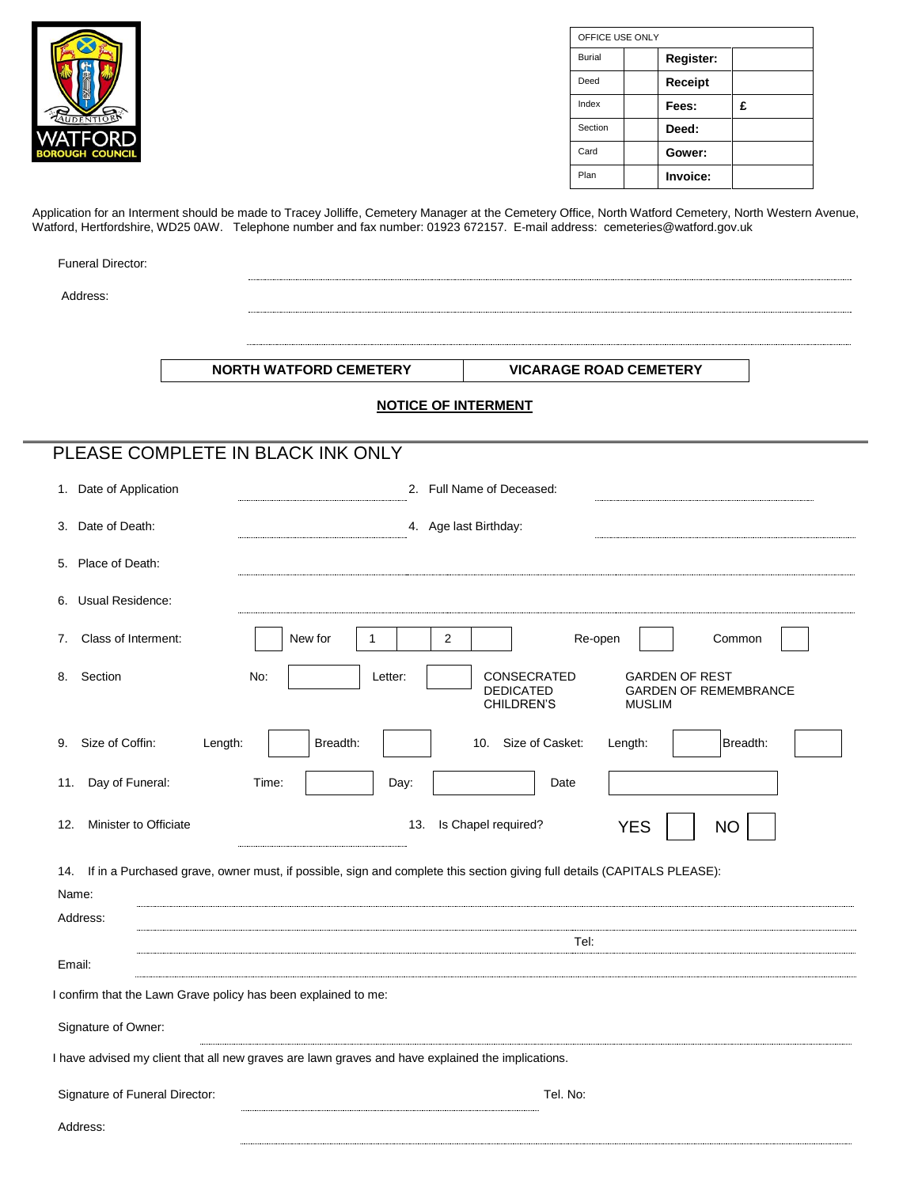| OFFICE USE ONLY | | | |
|---|---|---|---|
| Burial | | **Register:** | |
| Deed | | **Receipt** | |
| Index | | **Fees:** | **£** |
| Section | | **Deed:** | |
| Card | | **Gower:** | |
| Plan | | **Invoice:** | |

Application for an Interment should be made to Tracey Jolliffe, Cemetery Manager at the Cemetery Office, North Watford Cemetery, North Western Avenue, Watford, Hertfordshire, WD25 0AW. Telephone number and fax number: 01923 672157. E-mail address: cemeteries@watford.gov.uk

Funeral Director: ..............................................................................

Address: ..............................................................................

..............................................................................

| **NORTH WATFORD CEMETERY** | **VICARAGE ROAD CEMETERY** |
|---|---|

## NOTICE OF INTERMENT

## PLEASE COMPLETE IN BLACK INK ONLY

1. Date of Application ........................ 2. Full Name of Deceased: ........................

3. Date of Death: ........................ 4. Age last Birthday: ........................

5. Place of Death: ..............................................................................

6. Usual Residence: ..............................................................................

7. Class of Interment: ☐ New for 1 ☐ 2 ☐ Re-open ☐ Common ☐

8. Section No: ☐ Letter: ☐ CONSECRATED / DEDICATED / CHILDREN'S — GARDEN OF REST / GARDEN OF REMEMBRANCE / MUSLIM

9. Size of Coffin: Length: ☐ Breadth: ☐ 10. Size of Casket: Length: ☐ Breadth: ☐

11. Day of Funeral: Time: ☐ Day: ☐ Date ☐

12. Minister to Officiate ........................ 13. Is Chapel required? YES ☐ NO ☐

14. If in a Purchased grave, owner must, if possible, sign and complete this section giving full details (CAPITALS PLEASE):

Name: ..............................................................................

Address: ..............................................................................

.............................................................................. Tel:

Email: ..............................................................................

I confirm that the Lawn Grave policy has been explained to me:

Signature of Owner: ..............................................................................

I have advised my client that all new graves are lawn graves and have explained the implications.

Signature of Funeral Director: ........................................ Tel. No:

Address: ..............................................................................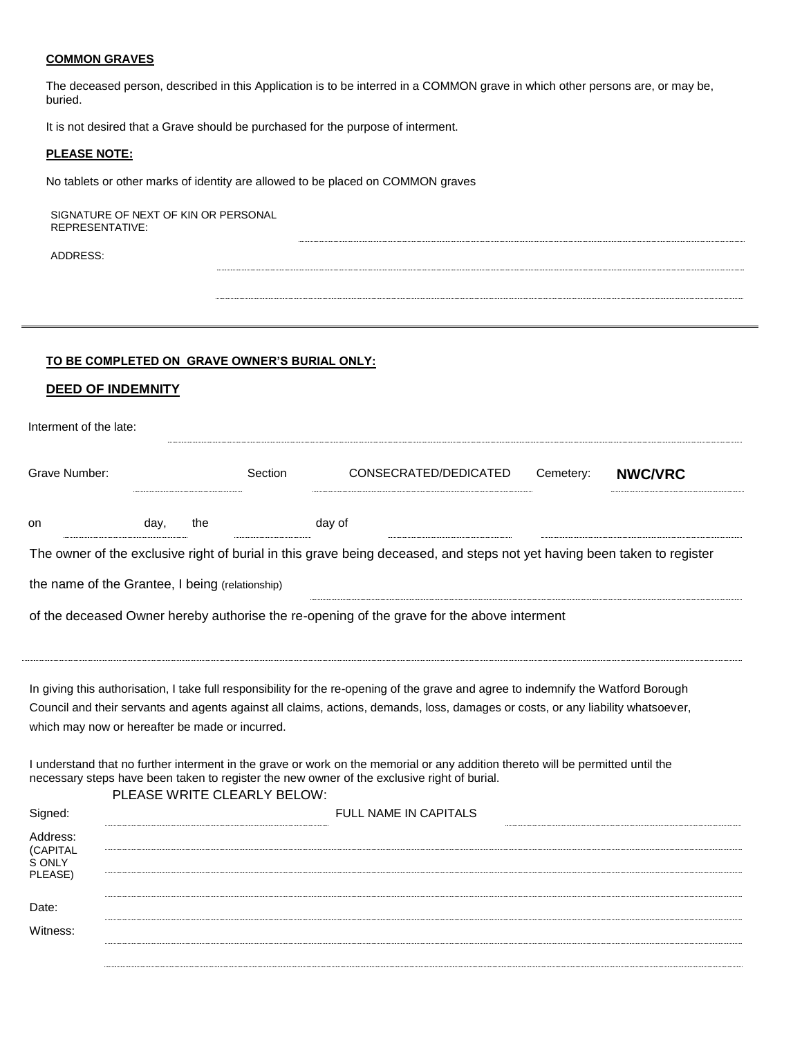**COMMON GRAVES**

The deceased person, described in this Application is to be interred in a COMMON grave in which other persons are, or may be, buried.

It is not desired that a Grave should be purchased for the purpose of interment.

**PLEASE NOTE:**

No tablets or other marks of identity are allowed to be placed on COMMON graves

SIGNATURE OF NEXT OF KIN OR PERSONAL REPRESENTATIVE: ........................................................................

ADDRESS: ........................................................................

........................................................................

---

**TO BE COMPLETED ON GRAVE OWNER'S BURIAL ONLY:**

**DEED OF INDEMNITY**

Interment of the late: ........................................................................

Grave Number: .................... Section .................... CONSECRATED/DEDICATED Cemetery: **NWC/VRC**

on .................... day, the .................... day of .................... ....................

The owner of the exclusive right of burial in this grave being deceased, and steps not yet having been taken to register the name of the Grantee, I being (relationship) ........................................................................

of the deceased Owner hereby authorise the re-opening of the grave for the above interment

........................................................................

In giving this authorisation, I take full responsibility for the re-opening of the grave and agree to indemnify the Watford Borough Council and their servants and agents against all claims, actions, demands, loss, damages or costs, or any liability whatsoever, which may now or hereafter be made or incurred.

I understand that no further interment in the grave or work on the memorial or any addition thereto will be permitted until the necessary steps have been taken to register the new owner of the exclusive right of burial.

PLEASE WRITE CLEARLY BELOW:

Signed: .................................... FULL NAME IN CAPITALS ....................................

Address: (CAPITALS ONLY PLEASE) ........................................................................

........................................................................

........................................................................

Date: ........................................................................

Witness: ........................................................................

........................................................................